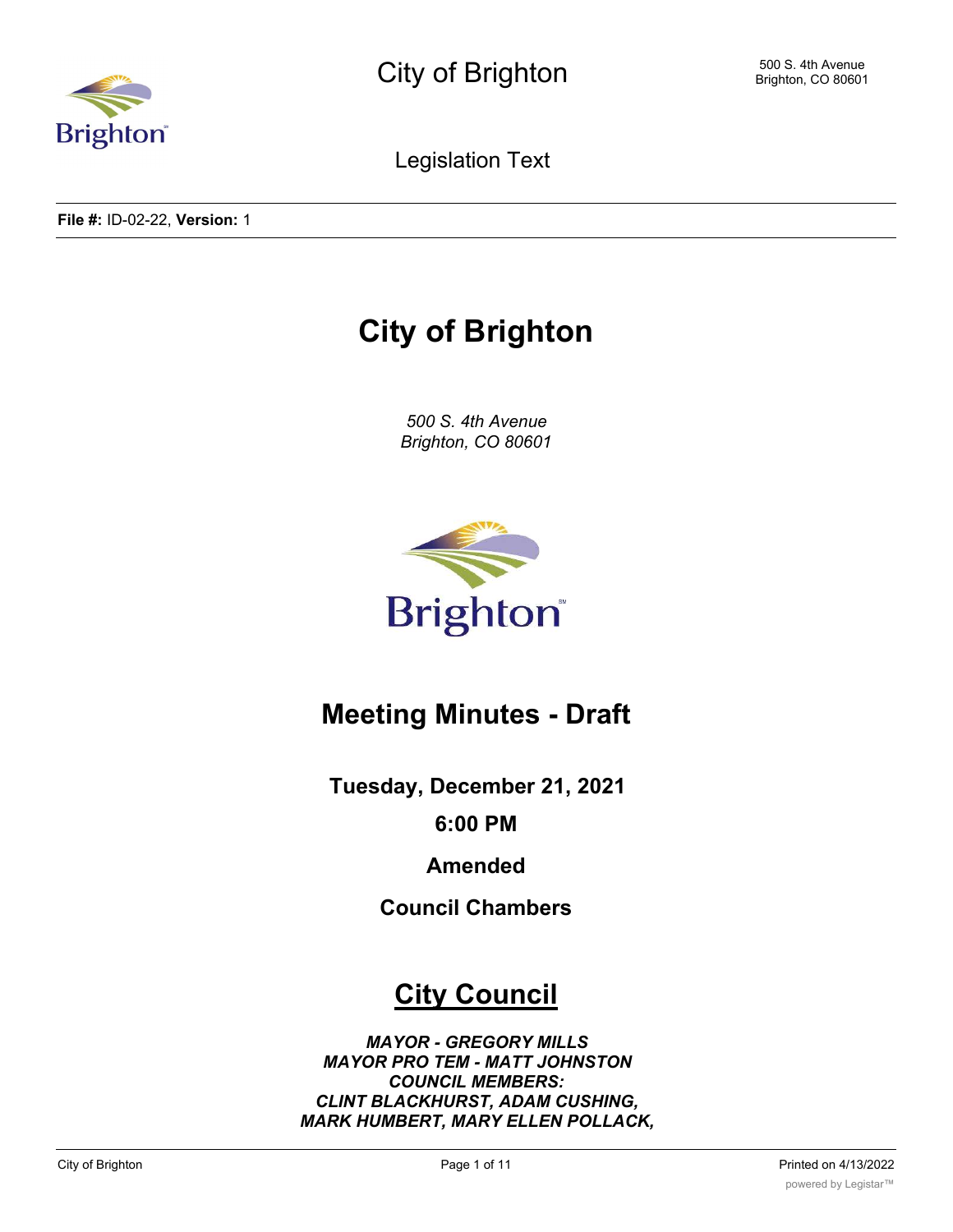City of Brighton

500 S. 4th Avenue
Brighton, CO 80601

Legislation Text

**File #:** ID-02-22, **Version:** 1

# City of Brighton

*500 S. 4th Avenue*
*Brighton, CO 80601*

## Meeting Minutes - Draft

**Tuesday, December 21, 2021**

**6:00 PM**

**Amended**

**Council Chambers**

# City Council

***MAYOR - GREGORY MILLS***
***MAYOR PRO TEM - MATT JOHNSTON***
***COUNCIL MEMBERS:***
***CLINT BLACKHURST, ADAM CUSHING,***
***MARK HUMBERT, MARY ELLEN POLLACK,***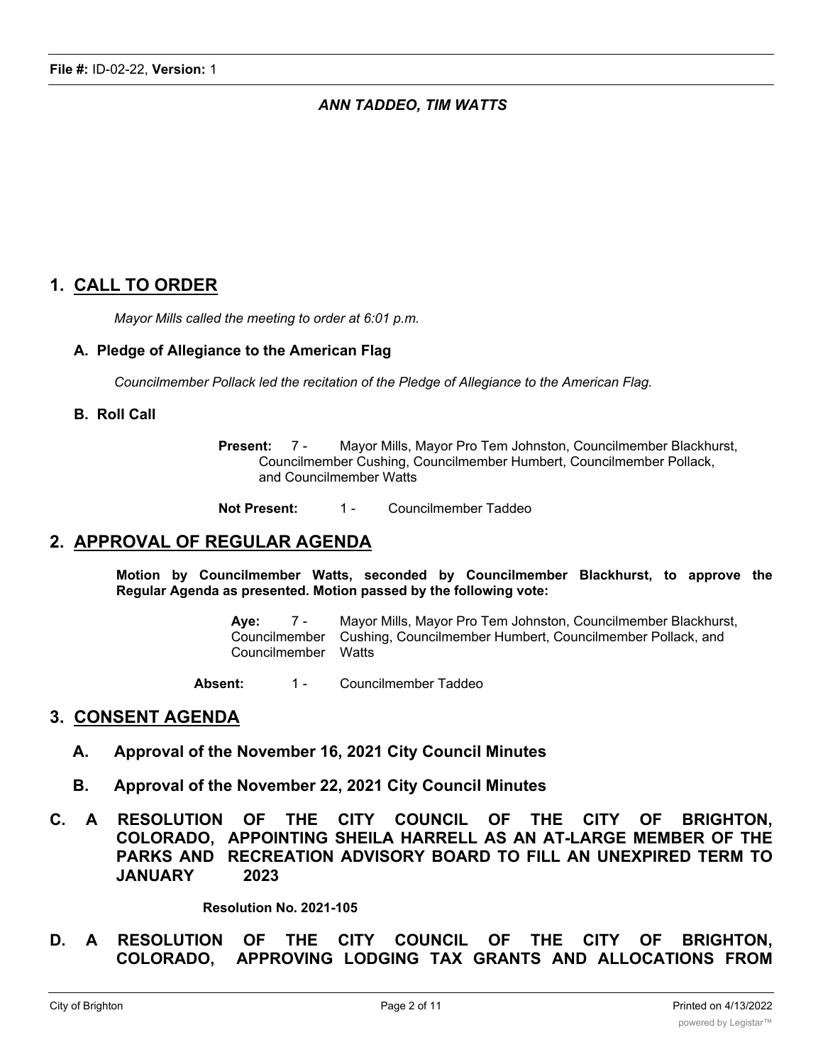*ANN TADDEO, TIM WATTS*

## 1. CALL TO ORDER

*Mayor Mills called the meeting to order at 6:01 p.m.*

### A. Pledge of Allegiance to the American Flag

*Councilmember Pollack led the recitation of the Pledge of Allegiance to the American Flag.*

### B. Roll Call

**Present:** 7 - Mayor Mills, Mayor Pro Tem Johnston, Councilmember Blackhurst, Councilmember Cushing, Councilmember Humbert, Councilmember Pollack, and Councilmember Watts

**Not Present:** 1 - Councilmember Taddeo

## 2. APPROVAL OF REGULAR AGENDA

**Motion by Councilmember Watts, seconded by Councilmember Blackhurst, to approve the Regular Agenda as presented. Motion passed by the following vote:**

**Aye:** 7 - Mayor Mills, Mayor Pro Tem Johnston, Councilmember Blackhurst, Councilmember Cushing, Councilmember Humbert, Councilmember Pollack, and Councilmember Watts

**Absent:** 1 - Councilmember Taddeo

## 3. CONSENT AGENDA

### A. Approval of the November 16, 2021 City Council Minutes

### B. Approval of the November 22, 2021 City Council Minutes

### C. A RESOLUTION OF THE CITY COUNCIL OF THE CITY OF BRIGHTON, COLORADO, APPOINTING SHEILA HARRELL AS AN AT-LARGE MEMBER OF THE PARKS AND RECREATION ADVISORY BOARD TO FILL AN UNEXPIRED TERM TO JANUARY 2023

**Resolution No. 2021-105**

### D. A RESOLUTION OF THE CITY COUNCIL OF THE CITY OF BRIGHTON, COLORADO, APPROVING LODGING TAX GRANTS AND ALLOCATIONS FROM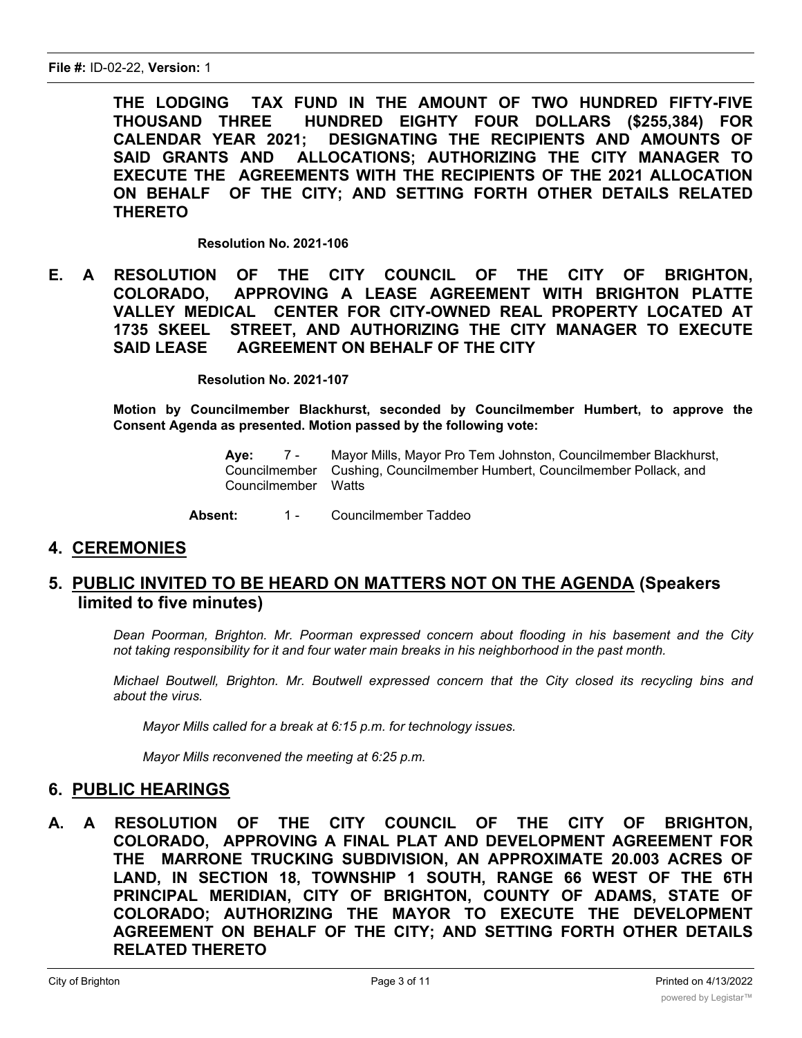**THE LODGING TAX FUND IN THE AMOUNT OF TWO HUNDRED FIFTY-FIVE THOUSAND THREE HUNDRED EIGHTY FOUR DOLLARS ($255,384) FOR CALENDAR YEAR 2021; DESIGNATING THE RECIPIENTS AND AMOUNTS OF SAID GRANTS AND ALLOCATIONS; AUTHORIZING THE CITY MANAGER TO EXECUTE THE AGREEMENTS WITH THE RECIPIENTS OF THE 2021 ALLOCATION ON BEHALF OF THE CITY; AND SETTING FORTH OTHER DETAILS RELATED THERETO**

**Resolution No. 2021-106**

**E. A RESOLUTION OF THE CITY COUNCIL OF THE CITY OF BRIGHTON, COLORADO, APPROVING A LEASE AGREEMENT WITH BRIGHTON PLATTE VALLEY MEDICAL CENTER FOR CITY-OWNED REAL PROPERTY LOCATED AT 1735 SKEEL STREET, AND AUTHORIZING THE CITY MANAGER TO EXECUTE SAID LEASE AGREEMENT ON BEHALF OF THE CITY**

**Resolution No. 2021-107**

**Motion by Councilmember Blackhurst, seconded by Councilmember Humbert, to approve the Consent Agenda as presented. Motion passed by the following vote:**

**Aye:** 7 - Mayor Mills, Mayor Pro Tem Johnston, Councilmember Blackhurst, Councilmember Cushing, Councilmember Humbert, Councilmember Pollack, and Councilmember Watts

**Absent:** 1 - Councilmember Taddeo

## 4. CEREMONIES

## 5. PUBLIC INVITED TO BE HEARD ON MATTERS NOT ON THE AGENDA (Speakers limited to five minutes)

*Dean Poorman, Brighton. Mr. Poorman expressed concern about flooding in his basement and the City not taking responsibility for it and four water main breaks in his neighborhood in the past month.*

*Michael Boutwell, Brighton. Mr. Boutwell expressed concern that the City closed its recycling bins and about the virus.*

*Mayor Mills called for a break at 6:15 p.m. for technology issues.*

*Mayor Mills reconvened the meeting at 6:25 p.m.*

## 6. PUBLIC HEARINGS

**A. A RESOLUTION OF THE CITY COUNCIL OF THE CITY OF BRIGHTON, COLORADO, APPROVING A FINAL PLAT AND DEVELOPMENT AGREEMENT FOR THE MARRONE TRUCKING SUBDIVISION, AN APPROXIMATE 20.003 ACRES OF LAND, IN SECTION 18, TOWNSHIP 1 SOUTH, RANGE 66 WEST OF THE 6TH PRINCIPAL MERIDIAN, CITY OF BRIGHTON, COUNTY OF ADAMS, STATE OF COLORADO; AUTHORIZING THE MAYOR TO EXECUTE THE DEVELOPMENT AGREEMENT ON BEHALF OF THE CITY; AND SETTING FORTH OTHER DETAILS RELATED THERETO**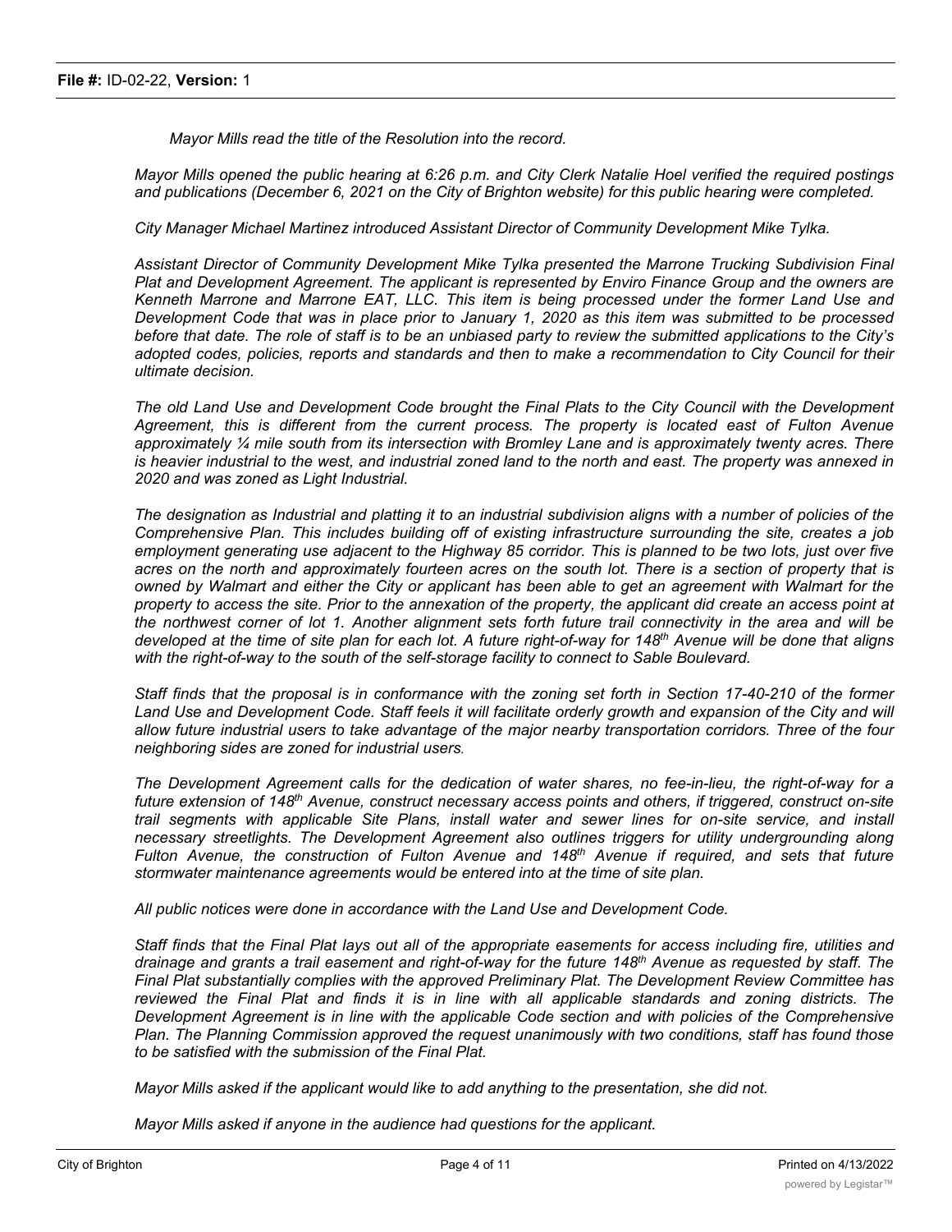**File #:** ID-02-22, **Version:** 1

*Mayor Mills read the title of the Resolution into the record.*

*Mayor Mills opened the public hearing at 6:26 p.m. and City Clerk Natalie Hoel verified the required postings and publications (December 6, 2021 on the City of Brighton website) for this public hearing were completed.*

*City Manager Michael Martinez introduced Assistant Director of Community Development Mike Tylka.*

*Assistant Director of Community Development Mike Tylka presented the Marrone Trucking Subdivision Final Plat and Development Agreement. The applicant is represented by Enviro Finance Group and the owners are Kenneth Marrone and Marrone EAT, LLC. This item is being processed under the former Land Use and Development Code that was in place prior to January 1, 2020 as this item was submitted to be processed before that date. The role of staff is to be an unbiased party to review the submitted applications to the City's adopted codes, policies, reports and standards and then to make a recommendation to City Council for their ultimate decision.*

*The old Land Use and Development Code brought the Final Plats to the City Council with the Development Agreement, this is different from the current process. The property is located east of Fulton Avenue approximately ¼ mile south from its intersection with Bromley Lane and is approximately twenty acres. There is heavier industrial to the west, and industrial zoned land to the north and east. The property was annexed in 2020 and was zoned as Light Industrial.*

*The designation as Industrial and platting it to an industrial subdivision aligns with a number of policies of the Comprehensive Plan. This includes building off of existing infrastructure surrounding the site, creates a job employment generating use adjacent to the Highway 85 corridor. This is planned to be two lots, just over five acres on the north and approximately fourteen acres on the south lot. There is a section of property that is owned by Walmart and either the City or applicant has been able to get an agreement with Walmart for the property to access the site. Prior to the annexation of the property, the applicant did create an access point at the northwest corner of lot 1. Another alignment sets forth future trail connectivity in the area and will be developed at the time of site plan for each lot. A future right-of-way for 148th Avenue will be done that aligns with the right-of-way to the south of the self-storage facility to connect to Sable Boulevard.*

*Staff finds that the proposal is in conformance with the zoning set forth in Section 17-40-210 of the former Land Use and Development Code. Staff feels it will facilitate orderly growth and expansion of the City and will allow future industrial users to take advantage of the major nearby transportation corridors. Three of the four neighboring sides are zoned for industrial users.*

*The Development Agreement calls for the dedication of water shares, no fee-in-lieu, the right-of-way for a future extension of 148th Avenue, construct necessary access points and others, if triggered, construct on-site trail segments with applicable Site Plans, install water and sewer lines for on-site service, and install necessary streetlights. The Development Agreement also outlines triggers for utility undergrounding along Fulton Avenue, the construction of Fulton Avenue and 148th Avenue if required, and sets that future stormwater maintenance agreements would be entered into at the time of site plan.*

*All public notices were done in accordance with the Land Use and Development Code.*

*Staff finds that the Final Plat lays out all of the appropriate easements for access including fire, utilities and drainage and grants a trail easement and right-of-way for the future 148th Avenue as requested by staff. The Final Plat substantially complies with the approved Preliminary Plat. The Development Review Committee has reviewed the Final Plat and finds it is in line with all applicable standards and zoning districts. The Development Agreement is in line with the applicable Code section and with policies of the Comprehensive Plan. The Planning Commission approved the request unanimously with two conditions, staff has found those to be satisfied with the submission of the Final Plat.*

*Mayor Mills asked if the applicant would like to add anything to the presentation, she did not.*

*Mayor Mills asked if anyone in the audience had questions for the applicant.*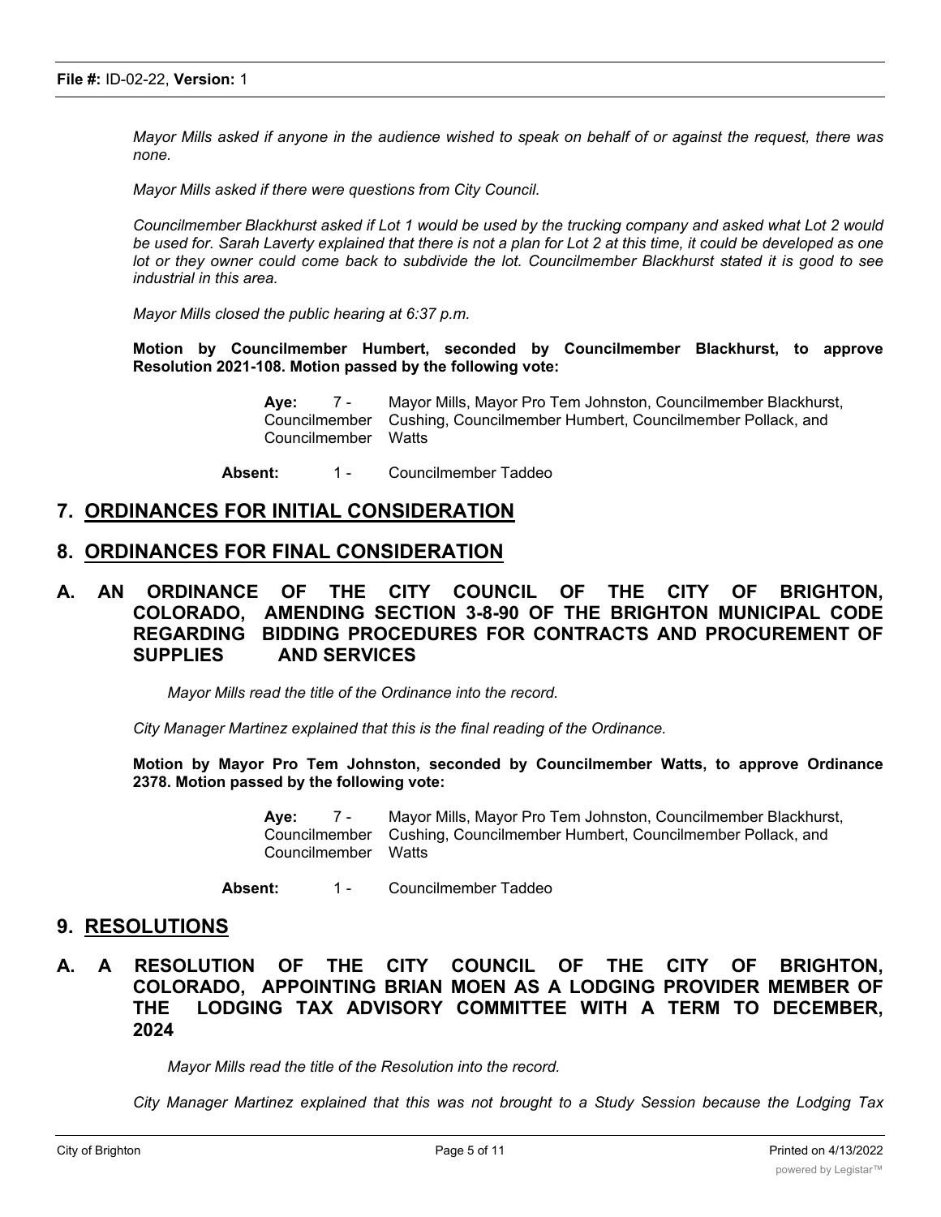*Mayor Mills asked if anyone in the audience wished to speak on behalf of or against the request, there was none.*

*Mayor Mills asked if there were questions from City Council.*

*Councilmember Blackhurst asked if Lot 1 would be used by the trucking company and asked what Lot 2 would be used for. Sarah Laverty explained that there is not a plan for Lot 2 at this time, it could be developed as one lot or they owner could come back to subdivide the lot. Councilmember Blackhurst stated it is good to see industrial in this area.*

*Mayor Mills closed the public hearing at 6:37 p.m.*

**Motion by Councilmember Humbert, seconded by Councilmember Blackhurst, to approve Resolution 2021-108. Motion passed by the following vote:**

**Aye:** 7 - Mayor Mills, Mayor Pro Tem Johnston, Councilmember Blackhurst, Councilmember Cushing, Councilmember Humbert, Councilmember Pollack, and Councilmember Watts

**Absent:** 1 - Councilmember Taddeo

## 7. ORDINANCES FOR INITIAL CONSIDERATION

## 8. ORDINANCES FOR FINAL CONSIDERATION

### A. AN ORDINANCE OF THE CITY COUNCIL OF THE CITY OF BRIGHTON, COLORADO, AMENDING SECTION 3-8-90 OF THE BRIGHTON MUNICIPAL CODE REGARDING BIDDING PROCEDURES FOR CONTRACTS AND PROCUREMENT OF SUPPLIES AND SERVICES

*Mayor Mills read the title of the Ordinance into the record.*

*City Manager Martinez explained that this is the final reading of the Ordinance.*

**Motion by Mayor Pro Tem Johnston, seconded by Councilmember Watts, to approve Ordinance 2378. Motion passed by the following vote:**

**Aye:** 7 - Mayor Mills, Mayor Pro Tem Johnston, Councilmember Blackhurst, Councilmember Cushing, Councilmember Humbert, Councilmember Pollack, and Councilmember Watts

**Absent:** 1 - Councilmember Taddeo

## 9. RESOLUTIONS

### A. A RESOLUTION OF THE CITY COUNCIL OF THE CITY OF BRIGHTON, COLORADO, APPOINTING BRIAN MOEN AS A LODGING PROVIDER MEMBER OF THE LODGING TAX ADVISORY COMMITTEE WITH A TERM TO DECEMBER, 2024

*Mayor Mills read the title of the Resolution into the record.*

*City Manager Martinez explained that this was not brought to a Study Session because the Lodging Tax*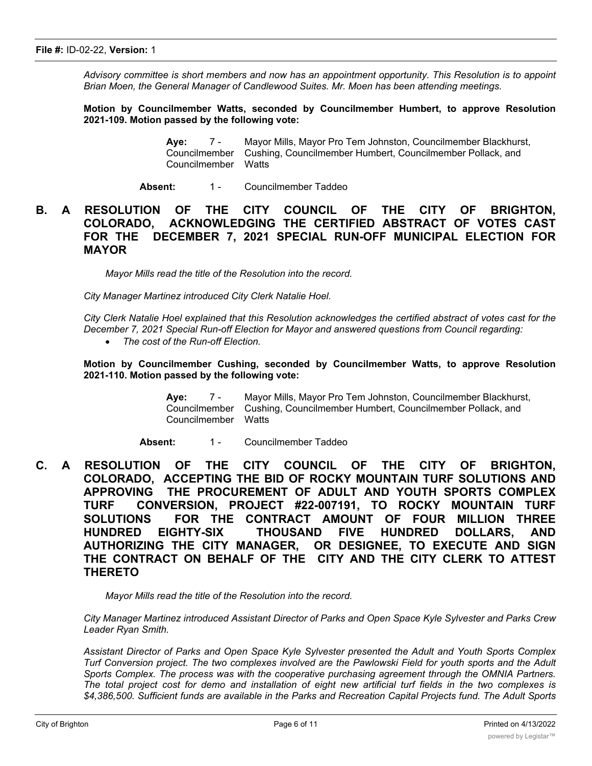*Advisory committee is short members and now has an appointment opportunity. This Resolution is to appoint Brian Moen, the General Manager of Candlewood Suites. Mr. Moen has been attending meetings.*

**Motion by Councilmember Watts, seconded by Councilmember Humbert, to approve Resolution 2021-109. Motion passed by the following vote:**

**Aye:** 7 - Mayor Mills, Mayor Pro Tem Johnston, Councilmember Blackhurst, Councilmember Cushing, Councilmember Humbert, Councilmember Pollack, and Councilmember Watts

**Absent:** 1 - Councilmember Taddeo

**B. A RESOLUTION OF THE CITY COUNCIL OF THE CITY OF BRIGHTON, COLORADO, ACKNOWLEDGING THE CERTIFIED ABSTRACT OF VOTES CAST FOR THE DECEMBER 7, 2021 SPECIAL RUN-OFF MUNICIPAL ELECTION FOR MAYOR**

*Mayor Mills read the title of the Resolution into the record.*

*City Manager Martinez introduced City Clerk Natalie Hoel.*

*City Clerk Natalie Hoel explained that this Resolution acknowledges the certified abstract of votes cast for the December 7, 2021 Special Run-off Election for Mayor and answered questions from Council regarding:*

- *The cost of the Run-off Election.*

**Motion by Councilmember Cushing, seconded by Councilmember Watts, to approve Resolution 2021-110. Motion passed by the following vote:**

**Aye:** 7 - Mayor Mills, Mayor Pro Tem Johnston, Councilmember Blackhurst, Councilmember Cushing, Councilmember Humbert, Councilmember Pollack, and Councilmember Watts

**Absent:** 1 - Councilmember Taddeo

**C. A RESOLUTION OF THE CITY COUNCIL OF THE CITY OF BRIGHTON, COLORADO, ACCEPTING THE BID OF ROCKY MOUNTAIN TURF SOLUTIONS AND APPROVING THE PROCUREMENT OF ADULT AND YOUTH SPORTS COMPLEX TURF CONVERSION, PROJECT #22-007191, TO ROCKY MOUNTAIN TURF SOLUTIONS FOR THE CONTRACT AMOUNT OF FOUR MILLION THREE HUNDRED EIGHTY-SIX THOUSAND FIVE HUNDRED DOLLARS, AND AUTHORIZING THE CITY MANAGER, OR DESIGNEE, TO EXECUTE AND SIGN THE CONTRACT ON BEHALF OF THE CITY AND THE CITY CLERK TO ATTEST THERETO**

*Mayor Mills read the title of the Resolution into the record.*

*City Manager Martinez introduced Assistant Director of Parks and Open Space Kyle Sylvester and Parks Crew Leader Ryan Smith.*

*Assistant Director of Parks and Open Space Kyle Sylvester presented the Adult and Youth Sports Complex Turf Conversion project. The two complexes involved are the Pawlowski Field for youth sports and the Adult Sports Complex. The process was with the cooperative purchasing agreement through the OMNIA Partners. The total project cost for demo and installation of eight new artificial turf fields in the two complexes is $4,386,500. Sufficient funds are available in the Parks and Recreation Capital Projects fund. The Adult Sports*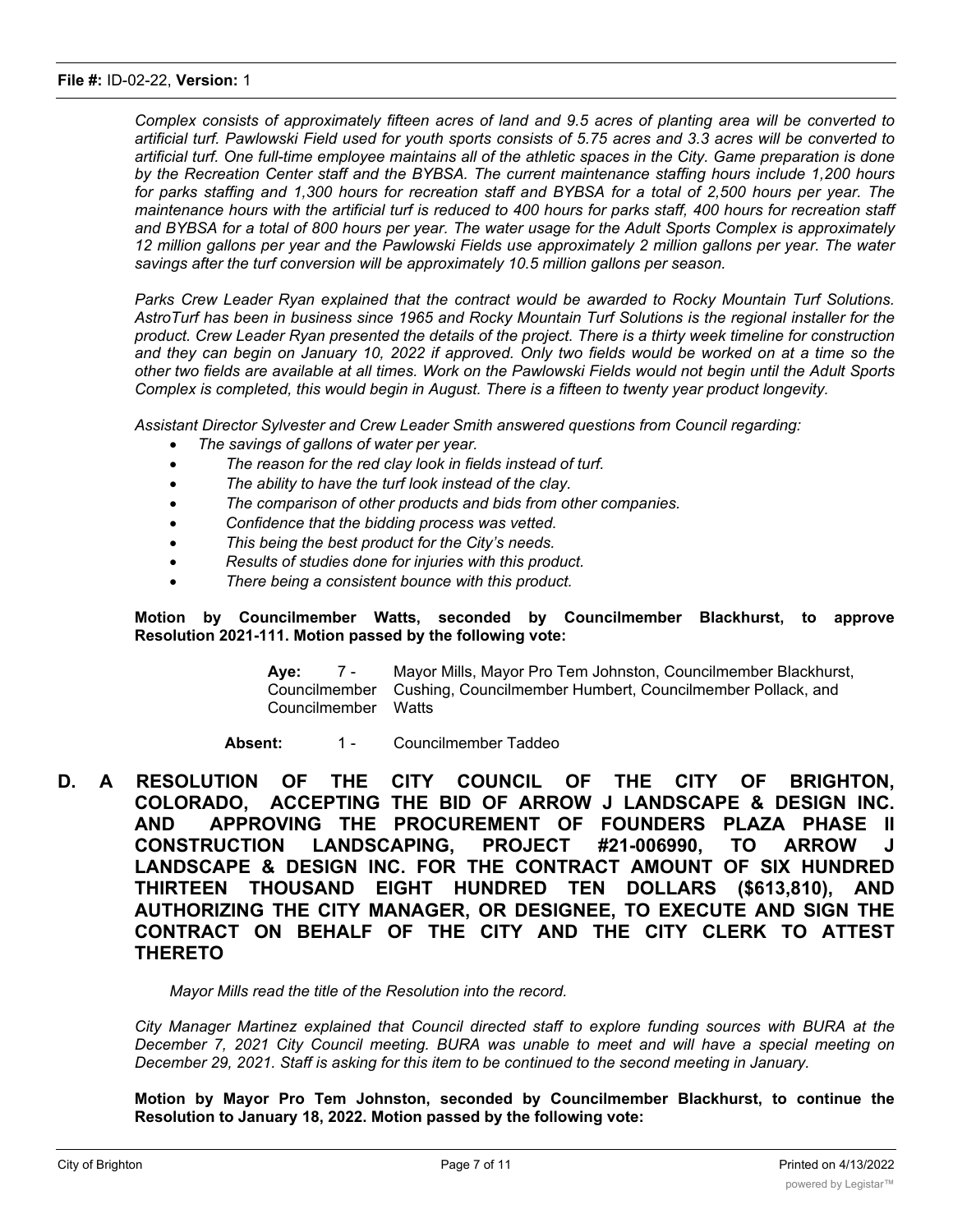*Complex consists of approximately fifteen acres of land and 9.5 acres of planting area will be converted to artificial turf. Pawlowski Field used for youth sports consists of 5.75 acres and 3.3 acres will be converted to artificial turf. One full-time employee maintains all of the athletic spaces in the City. Game preparation is done by the Recreation Center staff and the BYBSA. The current maintenance staffing hours include 1,200 hours for parks staffing and 1,300 hours for recreation staff and BYBSA for a total of 2,500 hours per year. The maintenance hours with the artificial turf is reduced to 400 hours for parks staff, 400 hours for recreation staff and BYBSA for a total of 800 hours per year. The water usage for the Adult Sports Complex is approximately 12 million gallons per year and the Pawlowski Fields use approximately 2 million gallons per year. The water savings after the turf conversion will be approximately 10.5 million gallons per season.*

*Parks Crew Leader Ryan explained that the contract would be awarded to Rocky Mountain Turf Solutions. AstroTurf has been in business since 1965 and Rocky Mountain Turf Solutions is the regional installer for the product. Crew Leader Ryan presented the details of the project. There is a thirty week timeline for construction and they can begin on January 10, 2022 if approved. Only two fields would be worked on at a time so the other two fields are available at all times. Work on the Pawlowski Fields would not begin until the Adult Sports Complex is completed, this would begin in August. There is a fifteen to twenty year product longevity.*

*Assistant Director Sylvester and Crew Leader Smith answered questions from Council regarding:*

- *The savings of gallons of water per year.*
- *The reason for the red clay look in fields instead of turf.*
- *The ability to have the turf look instead of the clay.*
- *The comparison of other products and bids from other companies.*
- *Confidence that the bidding process was vetted.*
- *This being the best product for the City's needs.*
- *Results of studies done for injuries with this product.*
- *There being a consistent bounce with this product.*

**Motion by Councilmember Watts, seconded by Councilmember Blackhurst, to approve Resolution 2021-111. Motion passed by the following vote:**

**Aye:** 7 - Mayor Mills, Mayor Pro Tem Johnston, Councilmember Blackhurst, Councilmember Cushing, Councilmember Humbert, Councilmember Pollack, and Councilmember Watts

**Absent:** 1 - Councilmember Taddeo

**D. A RESOLUTION OF THE CITY COUNCIL OF THE CITY OF BRIGHTON, COLORADO, ACCEPTING THE BID OF ARROW J LANDSCAPE & DESIGN INC. AND APPROVING THE PROCUREMENT OF FOUNDERS PLAZA PHASE II CONSTRUCTION LANDSCAPING, PROJECT #21-006990, TO ARROW J LANDSCAPE & DESIGN INC. FOR THE CONTRACT AMOUNT OF SIX HUNDRED THIRTEEN THOUSAND EIGHT HUNDRED TEN DOLLARS ($613,810), AND AUTHORIZING THE CITY MANAGER, OR DESIGNEE, TO EXECUTE AND SIGN THE CONTRACT ON BEHALF OF THE CITY AND THE CITY CLERK TO ATTEST THERETO**

*Mayor Mills read the title of the Resolution into the record.*

*City Manager Martinez explained that Council directed staff to explore funding sources with BURA at the December 7, 2021 City Council meeting. BURA was unable to meet and will have a special meeting on December 29, 2021. Staff is asking for this item to be continued to the second meeting in January.*

**Motion by Mayor Pro Tem Johnston, seconded by Councilmember Blackhurst, to continue the Resolution to January 18, 2022. Motion passed by the following vote:**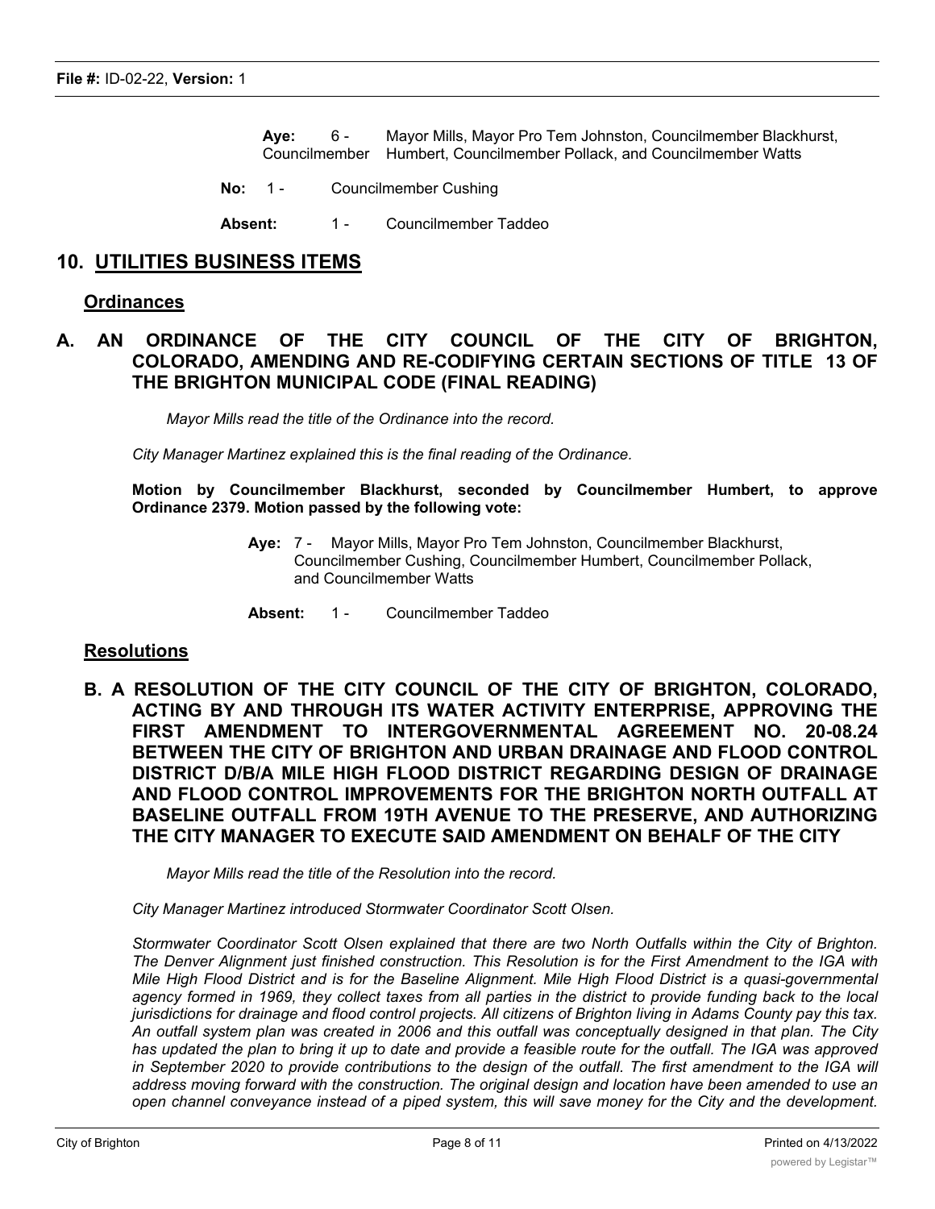**File #:** ID-02-22, **Version:** 1

**Aye:** 6 - Mayor Mills, Mayor Pro Tem Johnston, Councilmember Blackhurst, Councilmember Humbert, Councilmember Pollack, and Councilmember Watts

**No:** 1 - Councilmember Cushing

**Absent:** 1 - Councilmember Taddeo

## 10. UTILITIES BUSINESS ITEMS

### Ordinances

**A. AN ORDINANCE OF THE CITY COUNCIL OF THE CITY OF BRIGHTON, COLORADO, AMENDING AND RE-CODIFYING CERTAIN SECTIONS OF TITLE 13 OF THE BRIGHTON MUNICIPAL CODE (FINAL READING)**

*Mayor Mills read the title of the Ordinance into the record.*

*City Manager Martinez explained this is the final reading of the Ordinance.*

**Motion by Councilmember Blackhurst, seconded by Councilmember Humbert, to approve Ordinance 2379. Motion passed by the following vote:**

**Aye:** 7 - Mayor Mills, Mayor Pro Tem Johnston, Councilmember Blackhurst, Councilmember Cushing, Councilmember Humbert, Councilmember Pollack, and Councilmember Watts

**Absent:** 1 - Councilmember Taddeo

### Resolutions

**B. A RESOLUTION OF THE CITY COUNCIL OF THE CITY OF BRIGHTON, COLORADO, ACTING BY AND THROUGH ITS WATER ACTIVITY ENTERPRISE, APPROVING THE FIRST AMENDMENT TO INTERGOVERNMENTAL AGREEMENT NO. 20-08.24 BETWEEN THE CITY OF BRIGHTON AND URBAN DRAINAGE AND FLOOD CONTROL DISTRICT D/B/A MILE HIGH FLOOD DISTRICT REGARDING DESIGN OF DRAINAGE AND FLOOD CONTROL IMPROVEMENTS FOR THE BRIGHTON NORTH OUTFALL AT BASELINE OUTFALL FROM 19TH AVENUE TO THE PRESERVE, AND AUTHORIZING THE CITY MANAGER TO EXECUTE SAID AMENDMENT ON BEHALF OF THE CITY**

*Mayor Mills read the title of the Resolution into the record.*

*City Manager Martinez introduced Stormwater Coordinator Scott Olsen.*

*Stormwater Coordinator Scott Olsen explained that there are two North Outfalls within the City of Brighton. The Denver Alignment just finished construction. This Resolution is for the First Amendment to the IGA with Mile High Flood District and is for the Baseline Alignment. Mile High Flood District is a quasi-governmental agency formed in 1969, they collect taxes from all parties in the district to provide funding back to the local jurisdictions for drainage and flood control projects. All citizens of Brighton living in Adams County pay this tax. An outfall system plan was created in 2006 and this outfall was conceptually designed in that plan. The City has updated the plan to bring it up to date and provide a feasible route for the outfall. The IGA was approved in September 2020 to provide contributions to the design of the outfall. The first amendment to the IGA will address moving forward with the construction. The original design and location have been amended to use an open channel conveyance instead of a piped system, this will save money for the City and the development.*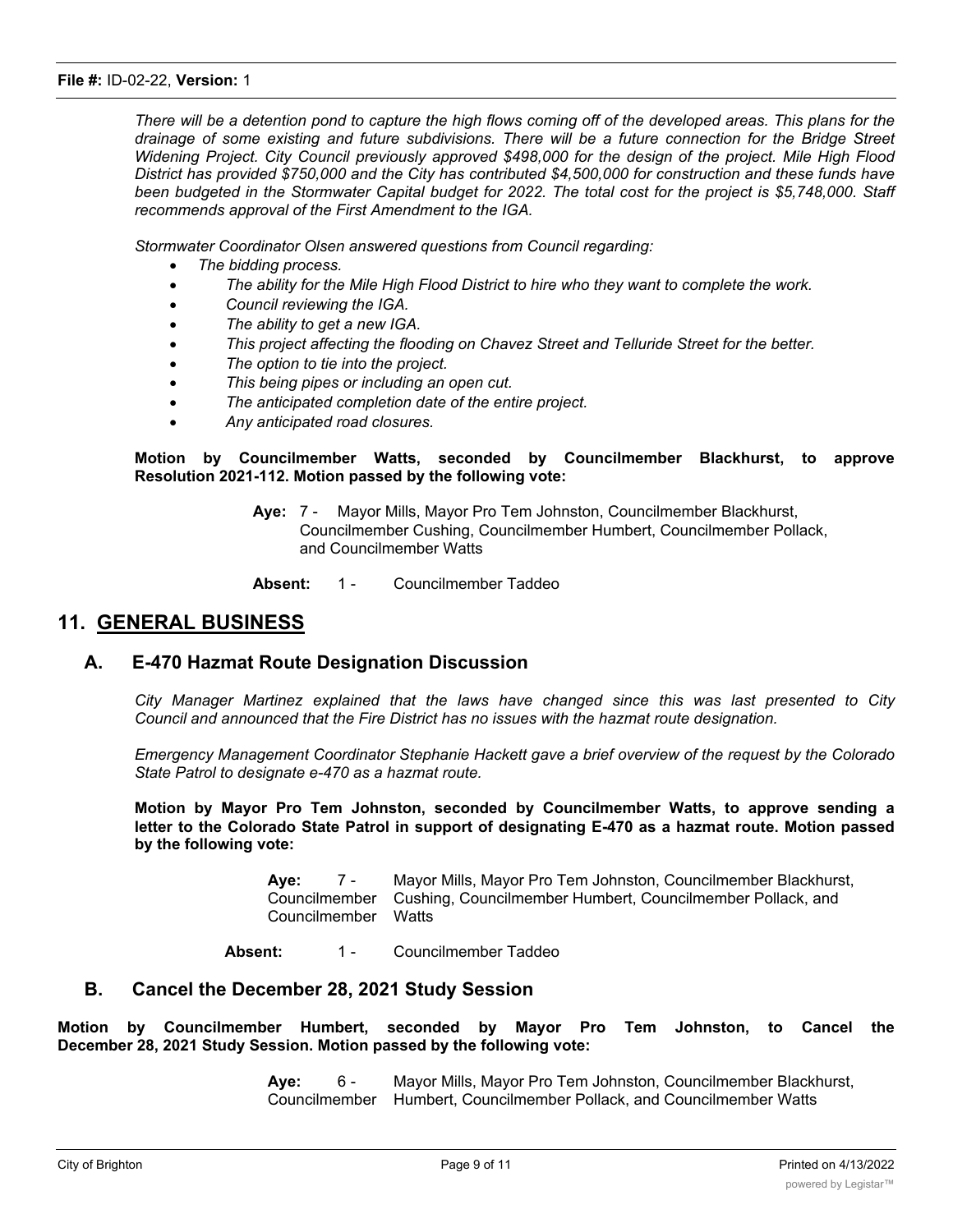*There will be a detention pond to capture the high flows coming off of the developed areas. This plans for the drainage of some existing and future subdivisions. There will be a future connection for the Bridge Street Widening Project. City Council previously approved $498,000 for the design of the project. Mile High Flood District has provided $750,000 and the City has contributed $4,500,000 for construction and these funds have been budgeted in the Stormwater Capital budget for 2022. The total cost for the project is $5,748,000. Staff recommends approval of the First Amendment to the IGA.*

*Stormwater Coordinator Olsen answered questions from Council regarding:*

- *The bidding process.*
- *The ability for the Mile High Flood District to hire who they want to complete the work.*
- *Council reviewing the IGA.*
- *The ability to get a new IGA.*
- *This project affecting the flooding on Chavez Street and Telluride Street for the better.*
- *The option to tie into the project.*
- *This being pipes or including an open cut.*
- *The anticipated completion date of the entire project.*
- *Any anticipated road closures.*

**Motion by Councilmember Watts, seconded by Councilmember Blackhurst, to approve Resolution 2021-112. Motion passed by the following vote:**

**Aye:** 7 - Mayor Mills, Mayor Pro Tem Johnston, Councilmember Blackhurst, Councilmember Cushing, Councilmember Humbert, Councilmember Pollack, and Councilmember Watts

**Absent:** 1 - Councilmember Taddeo

## 11. GENERAL BUSINESS

### A. E-470 Hazmat Route Designation Discussion

*City Manager Martinez explained that the laws have changed since this was last presented to City Council and announced that the Fire District has no issues with the hazmat route designation.*

*Emergency Management Coordinator Stephanie Hackett gave a brief overview of the request by the Colorado State Patrol to designate e-470 as a hazmat route.*

**Motion by Mayor Pro Tem Johnston, seconded by Councilmember Watts, to approve sending a letter to the Colorado State Patrol in support of designating E-470 as a hazmat route. Motion passed by the following vote:**

**Aye:** 7 - Mayor Mills, Mayor Pro Tem Johnston, Councilmember Blackhurst, Councilmember Cushing, Councilmember Humbert, Councilmember Pollack, and Councilmember Watts

**Absent:** 1 - Councilmember Taddeo

### B. Cancel the December 28, 2021 Study Session

**Motion by Councilmember Humbert, seconded by Mayor Pro Tem Johnston, to Cancel the December 28, 2021 Study Session. Motion passed by the following vote:**

**Aye:** 6 - Mayor Mills, Mayor Pro Tem Johnston, Councilmember Blackhurst, Councilmember Humbert, Councilmember Pollack, and Councilmember Watts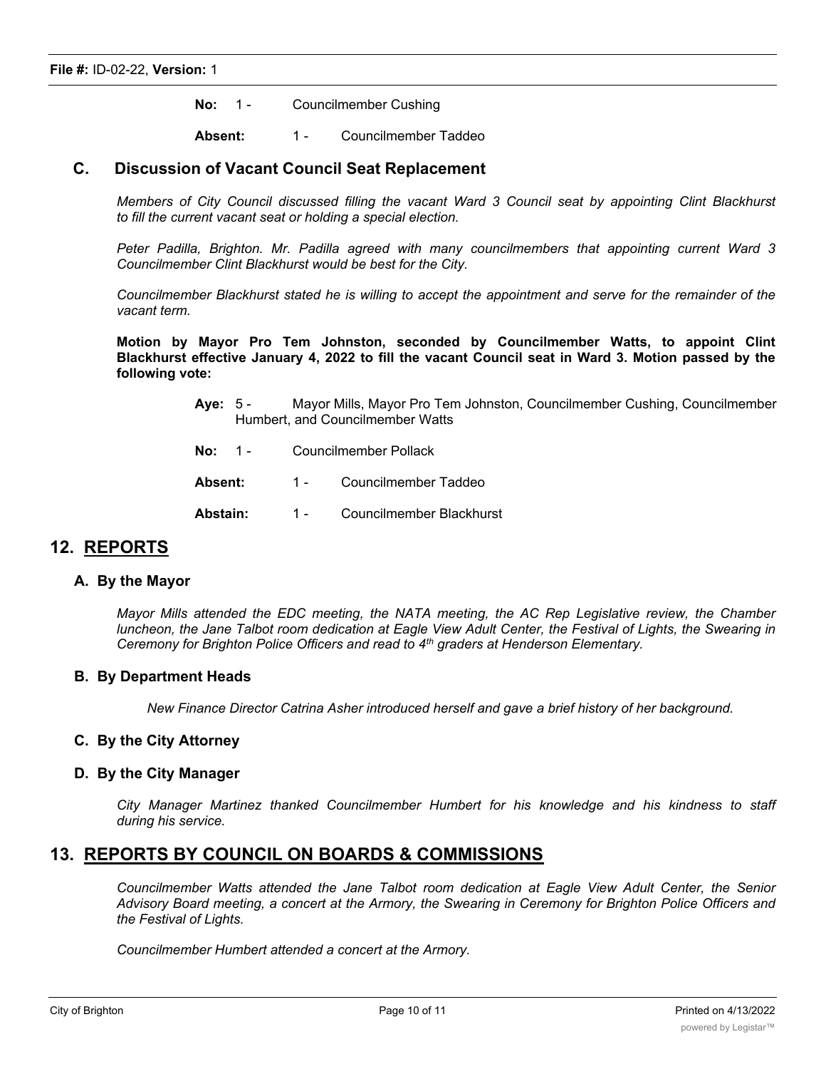**No:** 1 - Councilmember Cushing

**Absent:** 1 - Councilmember Taddeo

### C. Discussion of Vacant Council Seat Replacement

*Members of City Council discussed filling the vacant Ward 3 Council seat by appointing Clint Blackhurst to fill the current vacant seat or holding a special election.*

*Peter Padilla, Brighton. Mr. Padilla agreed with many councilmembers that appointing current Ward 3 Councilmember Clint Blackhurst would be best for the City.*

*Councilmember Blackhurst stated he is willing to accept the appointment and serve for the remainder of the vacant term.*

**Motion by Mayor Pro Tem Johnston, seconded by Councilmember Watts, to appoint Clint Blackhurst effective January 4, 2022 to fill the vacant Council seat in Ward 3. Motion passed by the following vote:**

**Aye:** 5 - Mayor Mills, Mayor Pro Tem Johnston, Councilmember Cushing, Councilmember Humbert, and Councilmember Watts

**No:** 1 - Councilmember Pollack

**Absent:** 1 - Councilmember Taddeo

**Abstain:** 1 - Councilmember Blackhurst

## 12. REPORTS

### A. By the Mayor

*Mayor Mills attended the EDC meeting, the NATA meeting, the AC Rep Legislative review, the Chamber luncheon, the Jane Talbot room dedication at Eagle View Adult Center, the Festival of Lights, the Swearing in Ceremony for Brighton Police Officers and read to 4th graders at Henderson Elementary.*

### B. By Department Heads

*New Finance Director Catrina Asher introduced herself and gave a brief history of her background.*

### C. By the City Attorney

### D. By the City Manager

*City Manager Martinez thanked Councilmember Humbert for his knowledge and his kindness to staff during his service.*

## 13. REPORTS BY COUNCIL ON BOARDS & COMMISSIONS

*Councilmember Watts attended the Jane Talbot room dedication at Eagle View Adult Center, the Senior Advisory Board meeting, a concert at the Armory, the Swearing in Ceremony for Brighton Police Officers and the Festival of Lights.*

*Councilmember Humbert attended a concert at the Armory.*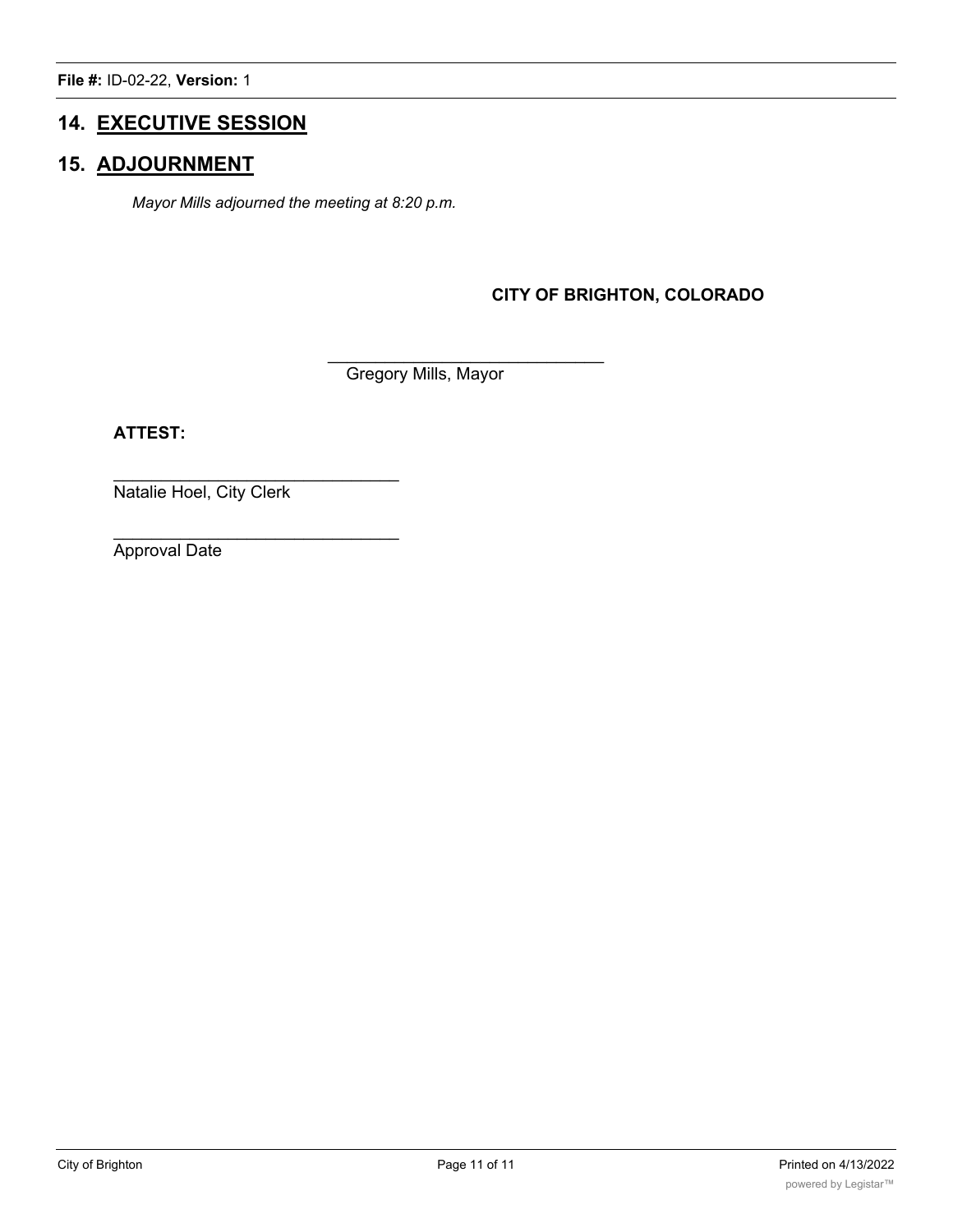## 14. EXECUTIVE SESSION

## 15. ADJOURNMENT

*Mayor Mills adjourned the meeting at 8:20 p.m.*

**CITY OF BRIGHTON, COLORADO**

______________________________
Gregory Mills, Mayor

**ATTEST:**

______________________________
Natalie Hoel, City Clerk

______________________________
Approval Date